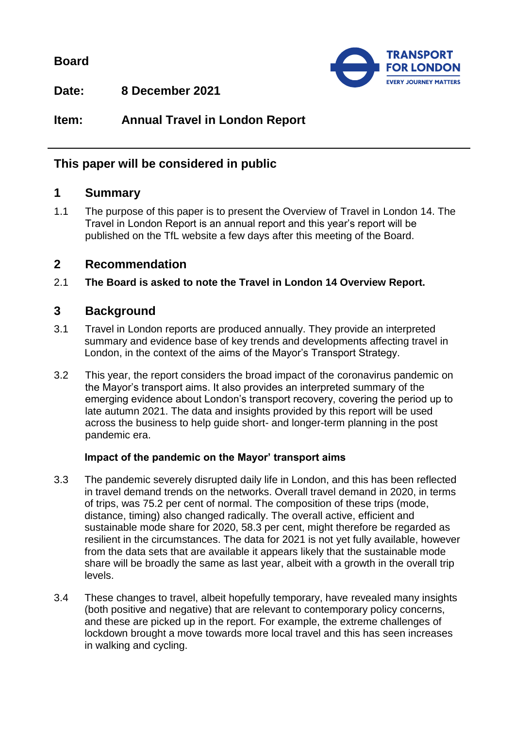**Board**

**Date:** **8 December 2021**

**Item:** **Annual Travel in London Report**

## This paper will be considered in public

## 1 Summary

1.1 The purpose of this paper is to present the Overview of Travel in London 14. The Travel in London Report is an annual report and this year's report will be published on the TfL website a few days after this meeting of the Board.

## 2 Recommendation

2.1 **The Board is asked to note the Travel in London 14 Overview Report.**

## 3 Background

3.1 Travel in London reports are produced annually. They provide an interpreted summary and evidence base of key trends and developments affecting travel in London, in the context of the aims of the Mayor's Transport Strategy.

3.2 This year, the report considers the broad impact of the coronavirus pandemic on the Mayor's transport aims. It also provides an interpreted summary of the emerging evidence about London's transport recovery, covering the period up to late autumn 2021. The data and insights provided by this report will be used across the business to help guide short- and longer-term planning in the post pandemic era.

### Impact of the pandemic on the Mayor' transport aims

3.3 The pandemic severely disrupted daily life in London, and this has been reflected in travel demand trends on the networks. Overall travel demand in 2020, in terms of trips, was 75.2 per cent of normal. The composition of these trips (mode, distance, timing) also changed radically. The overall active, efficient and sustainable mode share for 2020, 58.3 per cent, might therefore be regarded as resilient in the circumstances. The data for 2021 is not yet fully available, however from the data sets that are available it appears likely that the sustainable mode share will be broadly the same as last year, albeit with a growth in the overall trip levels.

3.4 These changes to travel, albeit hopefully temporary, have revealed many insights (both positive and negative) that are relevant to contemporary policy concerns, and these are picked up in the report. For example, the extreme challenges of lockdown brought a move towards more local travel and this has seen increases in walking and cycling.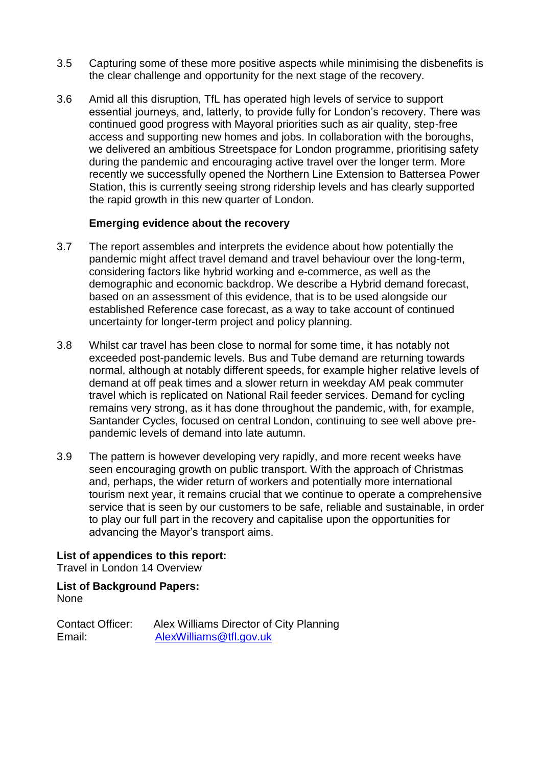3.5 Capturing some of these more positive aspects while minimising the disbenefits is the clear challenge and opportunity for the next stage of the recovery.

3.6 Amid all this disruption, TfL has operated high levels of service to support essential journeys, and, latterly, to provide fully for London's recovery. There was continued good progress with Mayoral priorities such as air quality, step-free access and supporting new homes and jobs. In collaboration with the boroughs, we delivered an ambitious Streetspace for London programme, prioritising safety during the pandemic and encouraging active travel over the longer term. More recently we successfully opened the Northern Line Extension to Battersea Power Station, this is currently seeing strong ridership levels and has clearly supported the rapid growth in this new quarter of London.

**Emerging evidence about the recovery**

3.7 The report assembles and interprets the evidence about how potentially the pandemic might affect travel demand and travel behaviour over the long-term, considering factors like hybrid working and e-commerce, as well as the demographic and economic backdrop. We describe a Hybrid demand forecast, based on an assessment of this evidence, that is to be used alongside our established Reference case forecast, as a way to take account of continued uncertainty for longer-term project and policy planning.

3.8 Whilst car travel has been close to normal for some time, it has notably not exceeded post-pandemic levels. Bus and Tube demand are returning towards normal, although at notably different speeds, for example higher relative levels of demand at off peak times and a slower return in weekday AM peak commuter travel which is replicated on National Rail feeder services. Demand for cycling remains very strong, as it has done throughout the pandemic, with, for example, Santander Cycles, focused on central London, continuing to see well above pre-pandemic levels of demand into late autumn.

3.9 The pattern is however developing very rapidly, and more recent weeks have seen encouraging growth on public transport. With the approach of Christmas and, perhaps, the wider return of workers and potentially more international tourism next year, it remains crucial that we continue to operate a comprehensive service that is seen by our customers to be safe, reliable and sustainable, in order to play our full part in the recovery and capitalise upon the opportunities for advancing the Mayor's transport aims.

**List of appendices to this report:**
Travel in London 14 Overview

**List of Background Papers:**
None

Contact Officer: Alex Williams Director of City Planning
Email: AlexWilliams@tfl.gov.uk